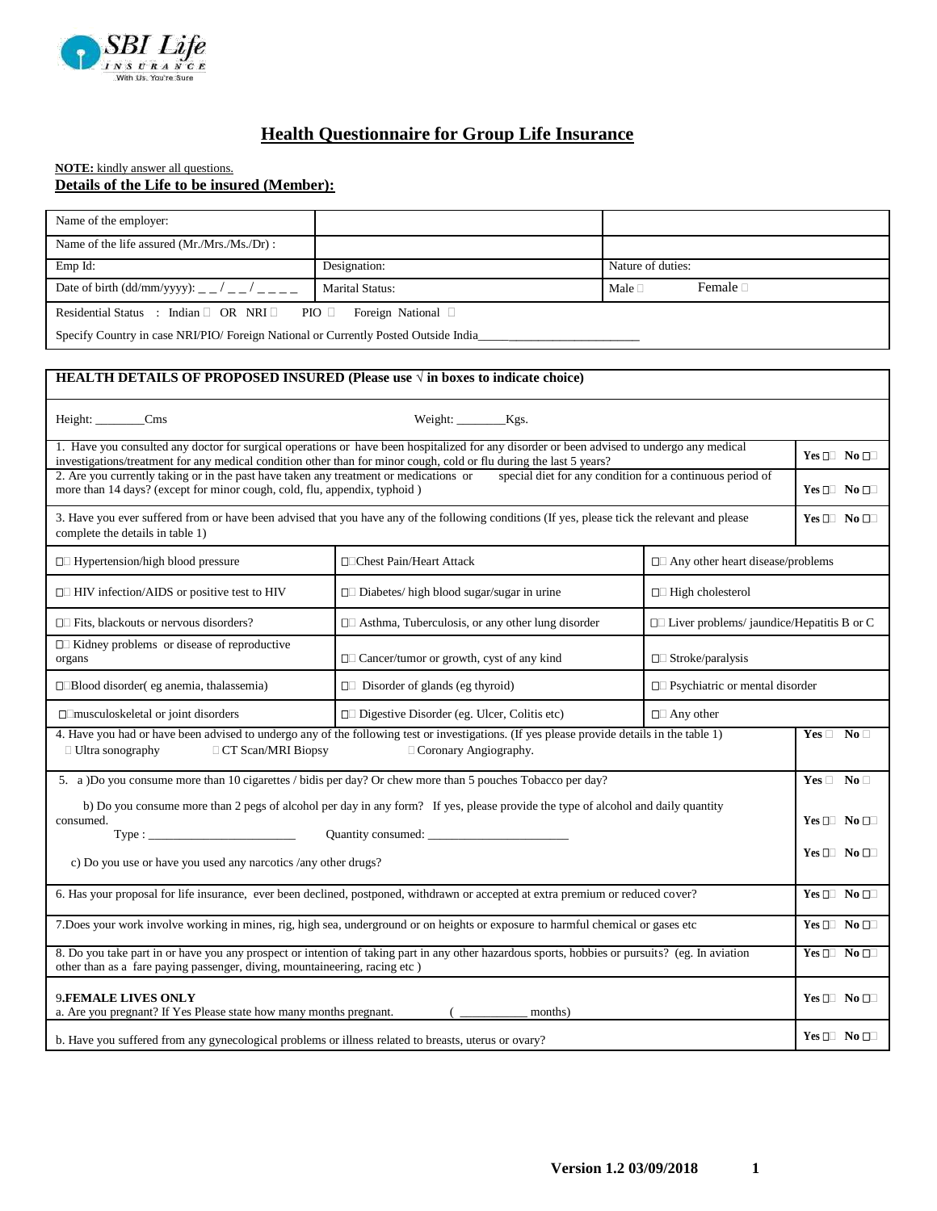# Health Questionnaire for Group Life Insurance

**NOTE:** kindly answer all questions.

## Details of the Life to be insured (Member):

| | | |
|---|---|---|
| Name of the employer: | | |
| Name of the life assured (Mr./Mrs./Ms./Dr) : | | |
| Emp Id: | Designation: | Nature of duties: |
| Date of birth (dd/mm/yyyy): _ _ / _ _ / _ _ _ _ | Marital Status: | Male ☐ Female ☐ |
| Residential Status : Indian ☐ OR NRI ☐ PIO ☐ Foreign National ☐<br>Specify Country in case NRI/PIO/ Foreign National or Currently Posted Outside India___________________________ | | |

| **HEALTH DETAILS OF PROPOSED INSURED (Please use √ in boxes to indicate choice)** | | | |
|---|---|---|---|
| Height: ________Cms | Weight: ________Kgs. | | |
| 1. Have you consulted any doctor for surgical operations or have been hospitalized for any disorder or been advised to undergo any medical investigations/treatment for any medical condition other than for minor cough, cold or flu during the last 5 years? | | | Yes ☐ No ☐ |
| 2. Are you currently taking or in the past have taken any treatment or medications or special diet for any condition for a continuous period of more than 14 days? (except for minor cough, cold, flu, appendix, typhoid ) | | | Yes ☐ No ☐ |
| 3. Have you ever suffered from or have been advised that you have any of the following conditions (If yes, please tick the relevant and please complete the details in table 1) | | | Yes ☐ No ☐ |
| ☐ Hypertension/high blood pressure | ☐ Chest Pain/Heart Attack | ☐ Any other heart disease/problems | |
| ☐ HIV infection/AIDS or positive test to HIV | ☐ Diabetes/ high blood sugar/sugar in urine | ☐ High cholesterol | |
| ☐ Fits, blackouts or nervous disorders? | ☐ Asthma, Tuberculosis, or any other lung disorder | ☐ Liver problems/ jaundice/Hepatitis B or C | |
| ☐ Kidney problems or disease of reproductive organs | ☐ Cancer/tumor or growth, cyst of any kind | ☐ Stroke/paralysis | |
| ☐ Blood disorder( eg anemia, thalassemia) | ☐ Disorder of glands (eg thyroid) | ☐ Psychiatric or mental disorder | |
| ☐ musculoskeletal or joint disorders | ☐ Digestive Disorder (eg. Ulcer, Colitis etc) | ☐ Any other | |
| 4. Have you had or have been advised to undergo any of the following test or investigations. (If yes please provide details in the table 1)<br>☐ Ultra sonography ☐ CT Scan/MRI Biopsy ☐ Coronary Angiography. | | | Yes ☐ No ☐ |
| 5. a )Do you consume more than 10 cigarettes / bidis per day? Or chew more than 5 pouches Tobacco per day? | | | Yes ☐ No ☐ |
| b) Do you consume more than 2 pegs of alcohol per day in any form? If yes, please provide the type of alcohol and daily quantity consumed.<br>Type : ________________________ Quantity consumed: ______________________ | | | Yes ☐ No ☐ |
| c) Do you use or have you used any narcotics /any other drugs? | | | Yes ☐ No ☐ |
| 6. Has your proposal for life insurance, ever been declined, postponed, withdrawn or accepted at extra premium or reduced cover? | | | Yes ☐ No ☐ |
| 7.Does your work involve working in mines, rig, high sea, underground or on heights or exposure to harmful chemical or gases etc | | | Yes ☐ No ☐ |
| 8. Do you take part in or have you any prospect or intention of taking part in any other hazardous sports, hobbies or pursuits? (eg. In aviation other than as a fare paying passenger, diving, mountaineering, racing etc ) | | | Yes ☐ No ☐ |
| 9.**FEMALE LIVES ONLY**<br>a. Are you pregnant? If Yes Please state how many months pregnant. ( ___________ months) | | | Yes ☐ No ☐ |
| b. Have you suffered from any gynecological problems or illness related to breasts, uterus or ovary? | | | Yes ☐ No ☐ |

**Version 1.2 03/09/2018**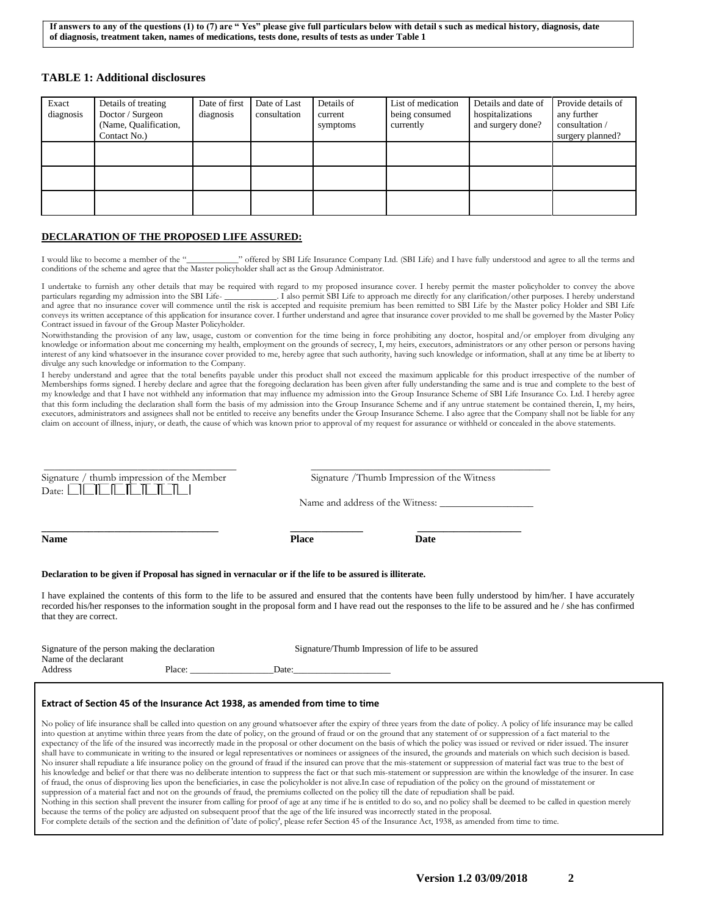**If answers to any of the questions (1) to (7) are " Yes" please give full particulars below with detail s such as medical history, diagnosis, date of diagnosis, treatment taken, names of medications, tests done, results of tests as under Table 1**

## TABLE 1: Additional disclosures

| Exact diagnosis | Details of treating Doctor / Surgeon (Name, Qualification, Contact No.) | Date of first diagnosis | Date of Last consultation | Details of current symptoms | List of medication being consumed currently | Details and date of hospitalizations and surgery done? | Provide details of any further consultation / surgery planned? |
|---|---|---|---|---|---|---|---|
| | | | | | | | |
| | | | | | | | |
| | | | | | | | |

## DECLARATION OF THE PROPOSED LIFE ASSURED:

I would like to become a member of the "___________" offered by SBI Life Insurance Company Ltd. (SBI Life) and I have fully understood and agree to all the terms and conditions of the scheme and agree that the Master policyholder shall act as the Group Administrator.

I undertake to furnish any other details that may be required with regard to my proposed insurance cover. I hereby permit the master policyholder to convey the above particulars regarding my admission into the SBI Life- ___________. I also permit SBI Life to approach me directly for any clarification/other purposes. I hereby understand and agree that no insurance cover will commence until the risk is accepted and requisite premium has been remitted to SBI Life by the Master policy Holder and SBI Life conveys its written acceptance of this application for insurance cover. I further understand and agree that insurance cover provided to me shall be governed by the Master Policy Contract issued in favour of the Group Master Policyholder.

Notwithstanding the provision of any law, usage, custom or convention for the time being in force prohibiting any doctor, hospital and/or employer from divulging any knowledge or information about me concerning my health, employment on the grounds of secrecy, I, my heirs, executors, administrators or any other person or persons having interest of any kind whatsoever in the insurance cover provided to me, hereby agree that such authority, having such knowledge or information, shall at any time be at liberty to divulge any such knowledge or information to the Company.

I hereby understand and agree that the total benefits payable under this product shall not exceed the maximum applicable for this product irrespective of the number of Memberships forms signed. I hereby declare and agree that the foregoing declaration has been given after fully understanding the same and is true and complete to the best of my knowledge and that I have not withheld any information that may influence my admission into the Group Insurance Scheme of SBI Life Insurance Co. Ltd. I hereby agree that this form including the declaration shall form the basis of my admission into the Group Insurance Scheme and if any untrue statement be contained therein, I, my heirs, executors, administrators and assignees shall not be entitled to receive any benefits under the Group Insurance Scheme. I also agree that the Company shall not be liable for any claim on account of illness, injury, or death, the cause of which was known prior to approval of my request for assurance or withheld or concealed in the above statements.

Signature / thumb impression of the Member

Date: __ __ / __ __ / __ __ __ __

Signature /Thumb Impression of the Witness

Name and address of the Witness: __________________

**Name** ______________ **Place** ______________ **Date** ______________

**Declaration to be given if Proposal has signed in vernacular or if the life to be assured is illiterate.**

I have explained the contents of this form to the life to be assured and ensured that the contents have been fully understood by him/her. I have accurately recorded his/her responses to the information sought in the proposal form and I have read out the responses to the life to be assured and he / she has confirmed that they are correct.

Signature of the person making the declaration

Signature/Thumb Impression of life to be assured

Name of the declarant

Address

Place: _________________ Date: ____________________

**Extract of Section 45 of the Insurance Act 1938, as amended from time to time**

No policy of life insurance shall be called into question on any ground whatsoever after the expiry of three years from the date of policy. A policy of life insurance may be called into question at anytime within three years from the date of policy, on the ground of fraud or on the ground that any statement of or suppression of a fact material to the expectancy of the life of the insured was incorrectly made in the proposal or other document on the basis of which the policy was issued or revived or rider issued. The insurer shall have to communicate in writing to the insured or legal representatives or nominees or assignees of the insured, the grounds and materials on which such decision is based. No insurer shall repudiate a life insurance policy on the ground of fraud if the insured can prove that the mis-statement or suppression of material fact was true to the best of his knowledge and belief or that there was no deliberate intention to suppress the fact or that such mis-statement or suppression are within the knowledge of the insurer. In case of fraud, the onus of disproving lies upon the beneficiaries, in case the policyholder is not alive.In case of repudiation of the policy on the ground of misstatement or suppression of a material fact and not on the grounds of fraud, the premiums collected on the policy till the date of repudiation shall be paid.

Nothing in this section shall prevent the insurer from calling for proof of age at any time if he is entitled to do so, and no policy shall be deemed to be called in question merely because the terms of the policy are adjusted on subsequent proof that the age of the life insured was incorrectly stated in the proposal.

For complete details of the section and the definition of 'date of policy', please refer Section 45 of the Insurance Act, 1938, as amended from time to time.

**Version 1.2 03/09/2018**